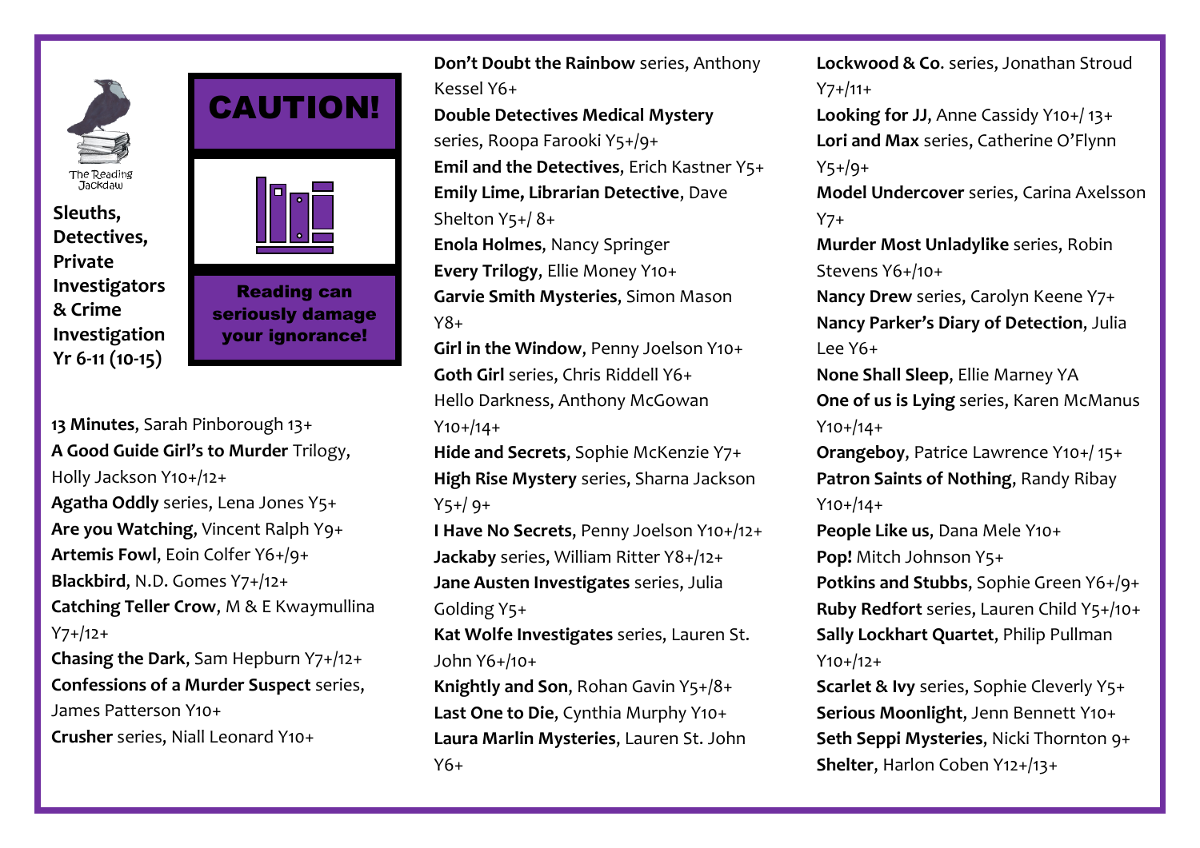The Reading Jackdaw

# Sleuths, Detectives, Private Investigators & Crime Investigation Yr 6-11 (10-15)

**CAUTION!**

**Reading can seriously damage your ignorance!**

**13 Minutes**, Sarah Pinborough 13+
**A Good Guide Girl's to Murder** Trilogy, Holly Jackson Y10+/12+
**Agatha Oddly** series, Lena Jones Y5+
**Are you Watching**, Vincent Ralph Y9+
**Artemis Fowl**, Eoin Colfer Y6+/9+
**Blackbird**, N.D. Gomes Y7+/12+
**Catching Teller Crow**, M & E Kwaymullina Y7+/12+
**Chasing the Dark**, Sam Hepburn Y7+/12+
**Confessions of a Murder Suspect** series, James Patterson Y10+
**Crusher** series, Niall Leonard Y10+
**Don't Doubt the Rainbow** series, Anthony Kessel Y6+
**Double Detectives Medical Mystery** series, Roopa Farooki Y5+/9+
**Emil and the Detectives**, Erich Kastner Y5+
**Emily Lime, Librarian Detective**, Dave Shelton Y5+/ 8+
**Enola Holmes**, Nancy Springer
**Every Trilogy**, Ellie Money Y10+
**Garvie Smith Mysteries**, Simon Mason Y8+
**Girl in the Window**, Penny Joelson Y10+
**Goth Girl** series, Chris Riddell Y6+
Hello Darkness, Anthony McGowan Y10+/14+
**Hide and Secrets**, Sophie McKenzie Y7+
**High Rise Mystery** series, Sharna Jackson Y5+/ 9+
**I Have No Secrets**, Penny Joelson Y10+/12+
**Jackaby** series, William Ritter Y8+/12+
**Jane Austen Investigates** series, Julia Golding Y5+
**Kat Wolfe Investigates** series, Lauren St. John Y6+/10+
**Knightly and Son**, Rohan Gavin Y5+/8+
**Last One to Die**, Cynthia Murphy Y10+
**Laura Marlin Mysteries**, Lauren St. John Y6+
**Lockwood & Co.** series, Jonathan Stroud Y7+/11+
**Looking for JJ**, Anne Cassidy Y10+/ 13+
**Lori and Max** series, Catherine O'Flynn Y5+/9+
**Model Undercover** series, Carina Axelsson Y7+
**Murder Most Unladylike** series, Robin Stevens Y6+/10+
**Nancy Drew** series, Carolyn Keene Y7+
**Nancy Parker's Diary of Detection**, Julia Lee Y6+
**None Shall Sleep**, Ellie Marney YA
**One of us is Lying** series, Karen McManus Y10+/14+
**Orangeboy**, Patrice Lawrence Y10+/ 15+
**Patron Saints of Nothing**, Randy Ribay Y10+/14+
**People Like us**, Dana Mele Y10+
**Pop!** Mitch Johnson Y5+
**Potkins and Stubbs**, Sophie Green Y6+/9+
**Ruby Redfort** series, Lauren Child Y5+/10+
**Sally Lockhart Quartet**, Philip Pullman Y10+/12+
**Scarlet & Ivy** series, Sophie Cleverly Y5+
**Serious Moonlight**, Jenn Bennett Y10+
**Seth Seppi Mysteries**, Nicki Thornton 9+
**Shelter**, Harlon Coben Y12+/13+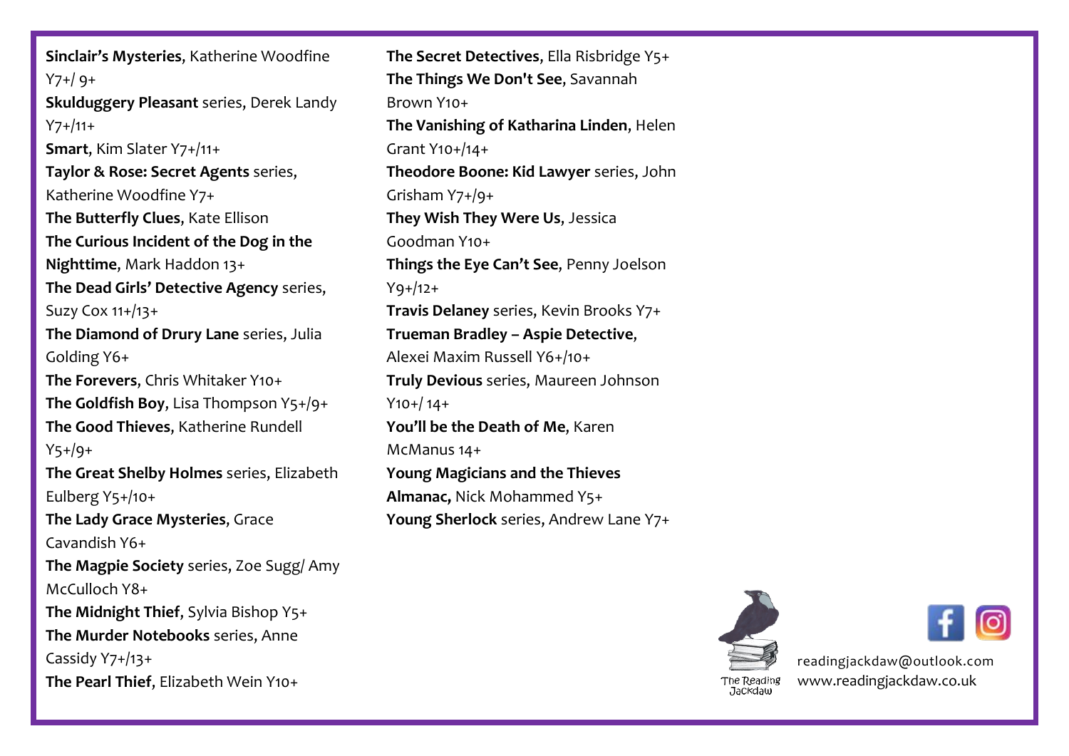**Sinclair's Mysteries**, Katherine Woodfine Y7+/ 9+
**Skulduggery Pleasant** series, Derek Landy Y7+/11+
**Smart**, Kim Slater Y7+/11+
**Taylor & Rose: Secret Agents** series, Katherine Woodfine Y7+
**The Butterfly Clues**, Kate Ellison
**The Curious Incident of the Dog in the Nighttime**, Mark Haddon 13+
**The Dead Girls' Detective Agency** series, Suzy Cox 11+/13+
**The Diamond of Drury Lane** series, Julia Golding Y6+
**The Forevers**, Chris Whitaker Y10+
**The Goldfish Boy**, Lisa Thompson Y5+/9+
**The Good Thieves**, Katherine Rundell Y5+/9+
**The Great Shelby Holmes** series, Elizabeth Eulberg Y5+/10+
**The Lady Grace Mysteries**, Grace Cavandish Y6+
**The Magpie Society** series, Zoe Sugg/ Amy McCulloch Y8+
**The Midnight Thief**, Sylvia Bishop Y5+
**The Murder Notebooks** series, Anne Cassidy Y7+/13+
**The Pearl Thief**, Elizabeth Wein Y10+
**The Secret Detectives**, Ella Risbridge Y5+
**The Things We Don't See**, Savannah Brown Y10+
**The Vanishing of Katharina Linden**, Helen Grant Y10+/14+
**Theodore Boone: Kid Lawyer** series, John Grisham Y7+/9+
**They Wish They Were Us**, Jessica Goodman Y10+
**Things the Eye Can't See**, Penny Joelson Y9+/12+
**Travis Delaney** series, Kevin Brooks Y7+
**Trueman Bradley – Aspie Detective**, Alexei Maxim Russell Y6+/10+
**Truly Devious** series, Maureen Johnson Y10+/ 14+
**You'll be the Death of Me**, Karen McManus 14+
**Young Magicians and the Thieves Almanac,** Nick Mohammed Y5+
**Young Sherlock** series, Andrew Lane Y7+

The Reading Jackdaw

readingjackdaw@outlook.com
www.readingjackdaw.co.uk